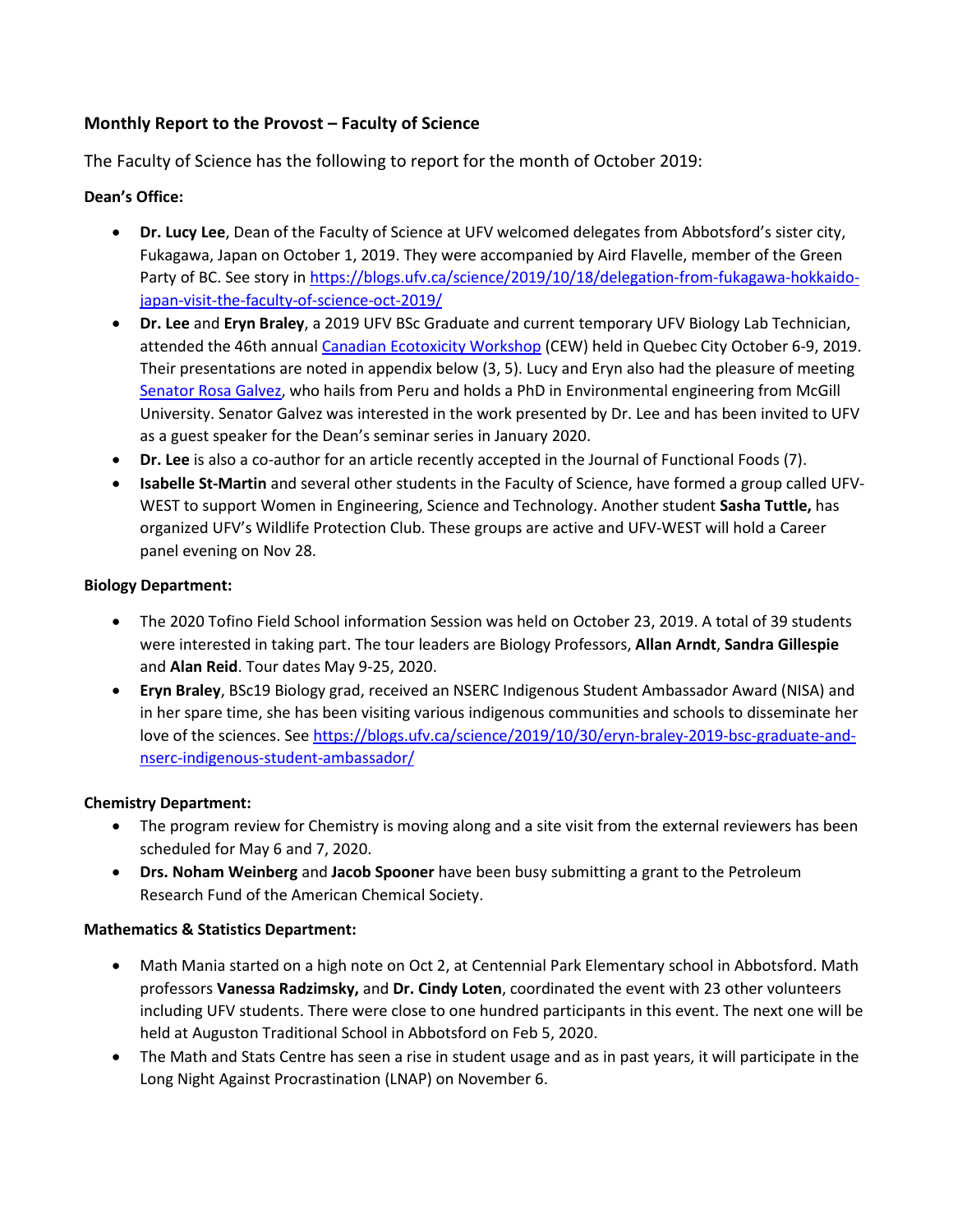**Monthly Report to the Provost – Faculty of Science**

The Faculty of Science has the following to report for the month of October 2019:

**Dean's Office:**

- **Dr. Lucy Lee**, Dean of the Faculty of Science at UFV welcomed delegates from Abbotsford's sister city, Fukagawa, Japan on October 1, 2019. They were accompanied by Aird Flavelle, member of the Green Party of BC. See story in https://blogs.ufv.ca/science/2019/10/18/delegation-from-fukagawa-hokkaido-japan-visit-the-faculty-of-science-oct-2019/
- **Dr. Lee** and **Eryn Braley**, a 2019 UFV BSc Graduate and current temporary UFV Biology Lab Technician, attended the 46th annual Canadian Ecotoxicity Workshop (CEW) held in Quebec City October 6-9, 2019. Their presentations are noted in appendix below (3, 5). Lucy and Eryn also had the pleasure of meeting Senator Rosa Galvez, who hails from Peru and holds a PhD in Environmental engineering from McGill University. Senator Galvez was interested in the work presented by Dr. Lee and has been invited to UFV as a guest speaker for the Dean's seminar series in January 2020.
- **Dr. Lee** is also a co-author for an article recently accepted in the Journal of Functional Foods (7).
- **Isabelle St-Martin** and several other students in the Faculty of Science, have formed a group called UFV-WEST to support Women in Engineering, Science and Technology. Another student **Sasha Tuttle,** has organized UFV's Wildlife Protection Club. These groups are active and UFV-WEST will hold a Career panel evening on Nov 28.

**Biology Department:**

- The 2020 Tofino Field School information Session was held on October 23, 2019. A total of 39 students were interested in taking part. The tour leaders are Biology Professors, **Allan Arndt**, **Sandra Gillespie** and **Alan Reid**. Tour dates May 9-25, 2020.
- **Eryn Braley**, BSc19 Biology grad, received an NSERC Indigenous Student Ambassador Award (NISA) and in her spare time, she has been visiting various indigenous communities and schools to disseminate her love of the sciences. See https://blogs.ufv.ca/science/2019/10/30/eryn-braley-2019-bsc-graduate-and-nserc-indigenous-student-ambassador/

**Chemistry Department:**

- The program review for Chemistry is moving along and a site visit from the external reviewers has been scheduled for May 6 and 7, 2020.
- **Drs. Noham Weinberg** and **Jacob Spooner** have been busy submitting a grant to the Petroleum Research Fund of the American Chemical Society.

**Mathematics & Statistics Department:**

- Math Mania started on a high note on Oct 2, at Centennial Park Elementary school in Abbotsford. Math professors **Vanessa Radzimsky,** and **Dr. Cindy Loten**, coordinated the event with 23 other volunteers including UFV students. There were close to one hundred participants in this event. The next one will be held at Auguston Traditional School in Abbotsford on Feb 5, 2020.
- The Math and Stats Centre has seen a rise in student usage and as in past years, it will participate in the Long Night Against Procrastination (LNAP) on November 6.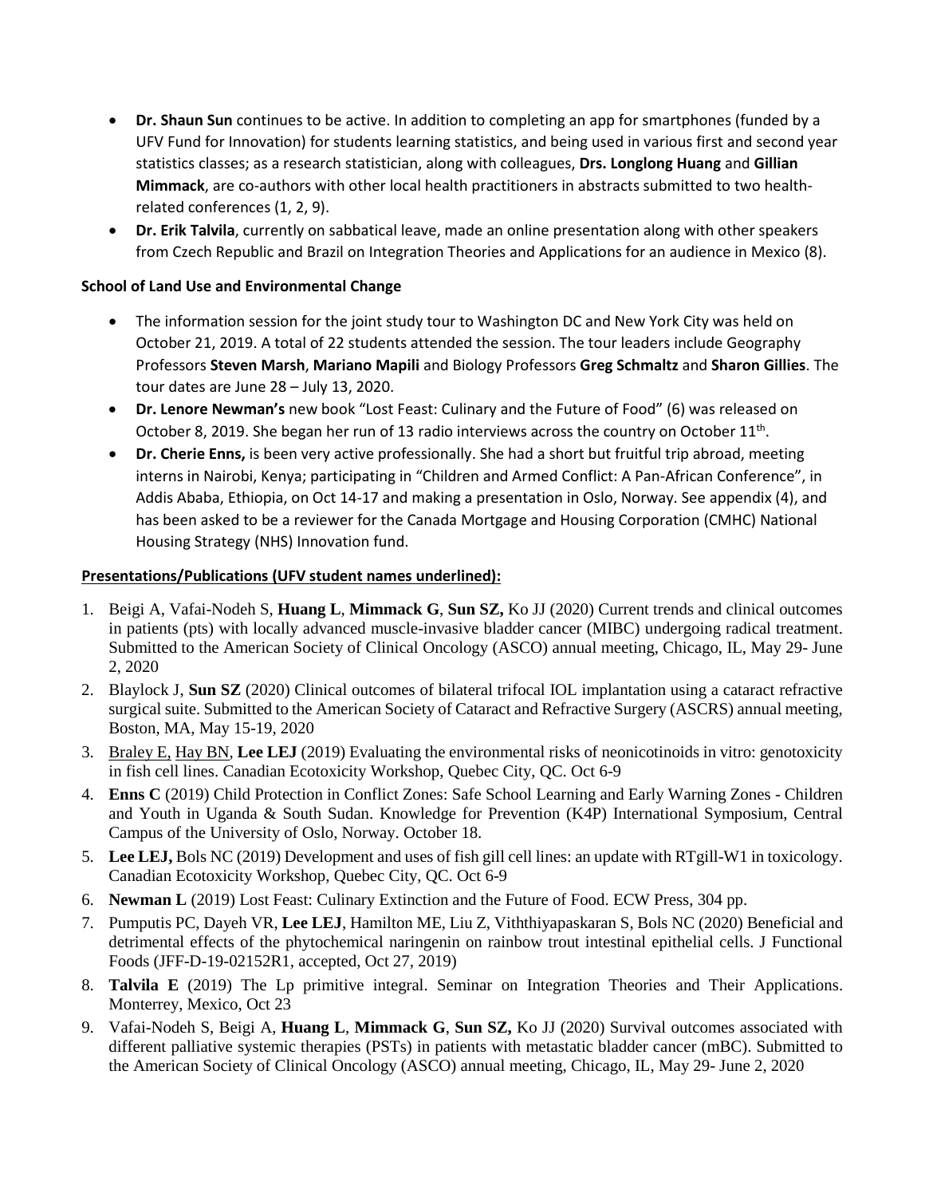- **Dr. Shaun Sun** continues to be active. In addition to completing an app for smartphones (funded by a UFV Fund for Innovation) for students learning statistics, and being used in various first and second year statistics classes; as a research statistician, along with colleagues, **Drs. Longlong Huang** and **Gillian Mimmack**, are co-authors with other local health practitioners in abstracts submitted to two health-related conferences (1, 2, 9).
- **Dr. Erik Talvila**, currently on sabbatical leave, made an online presentation along with other speakers from Czech Republic and Brazil on Integration Theories and Applications for an audience in Mexico (8).

**School of Land Use and Environmental Change**

- The information session for the joint study tour to Washington DC and New York City was held on October 21, 2019. A total of 22 students attended the session. The tour leaders include Geography Professors **Steven Marsh**, **Mariano Mapili** and Biology Professors **Greg Schmaltz** and **Sharon Gillies**. The tour dates are June 28 – July 13, 2020.
- **Dr. Lenore Newman's** new book "Lost Feast: Culinary and the Future of Food" (6) was released on October 8, 2019. She began her run of 13 radio interviews across the country on October 11th.
- **Dr. Cherie Enns,** is been very active professionally. She had a short but fruitful trip abroad, meeting interns in Nairobi, Kenya; participating in "Children and Armed Conflict: A Pan-African Conference", in Addis Ababa, Ethiopia, on Oct 14-17 and making a presentation in Oslo, Norway. See appendix (4), and has been asked to be a reviewer for the Canada Mortgage and Housing Corporation (CMHC) National Housing Strategy (NHS) Innovation fund.

**<u>Presentations/Publications (UFV student names underlined):</u>**

1. Beigi A, Vafai-Nodeh S, **Huang L**, **Mimmack G**, **Sun SZ,** Ko JJ (2020) Current trends and clinical outcomes in patients (pts) with locally advanced muscle-invasive bladder cancer (MIBC) undergoing radical treatment. Submitted to the American Society of Clinical Oncology (ASCO) annual meeting, Chicago, IL, May 29- June 2, 2020
2. Blaylock J, **Sun SZ** (2020) Clinical outcomes of bilateral trifocal IOL implantation using a cataract refractive surgical suite. Submitted to the American Society of Cataract and Refractive Surgery (ASCRS) annual meeting, Boston, MA, May 15-19, 2020
3. <u>Braley E,</u> <u>Hay BN</u>, **Lee LEJ** (2019) Evaluating the environmental risks of neonicotinoids in vitro: genotoxicity in fish cell lines. Canadian Ecotoxicity Workshop, Quebec City, QC. Oct 6-9
4. **Enns C** (2019) Child Protection in Conflict Zones: Safe School Learning and Early Warning Zones - Children and Youth in Uganda & South Sudan. Knowledge for Prevention (K4P) International Symposium, Central Campus of the University of Oslo, Norway. October 18.
5. **Lee LEJ,** Bols NC (2019) Development and uses of fish gill cell lines: an update with RTgill-W1 in toxicology. Canadian Ecotoxicity Workshop, Quebec City, QC. Oct 6-9
6. **Newman L** (2019) Lost Feast: Culinary Extinction and the Future of Food. ECW Press, 304 pp.
7. Pumputis PC, Dayeh VR, **Lee LEJ**, Hamilton ME, Liu Z, Viththiyapaskaran S, Bols NC (2020) Beneficial and detrimental effects of the phytochemical naringenin on rainbow trout intestinal epithelial cells. J Functional Foods (JFF-D-19-02152R1, accepted, Oct 27, 2019)
8. **Talvila E** (2019) The Lp primitive integral. Seminar on Integration Theories and Their Applications. Monterrey, Mexico, Oct 23
9. Vafai-Nodeh S, Beigi A, **Huang L**, **Mimmack G**, **Sun SZ,** Ko JJ (2020) Survival outcomes associated with different palliative systemic therapies (PSTs) in patients with metastatic bladder cancer (mBC). Submitted to the American Society of Clinical Oncology (ASCO) annual meeting, Chicago, IL, May 29- June 2, 2020